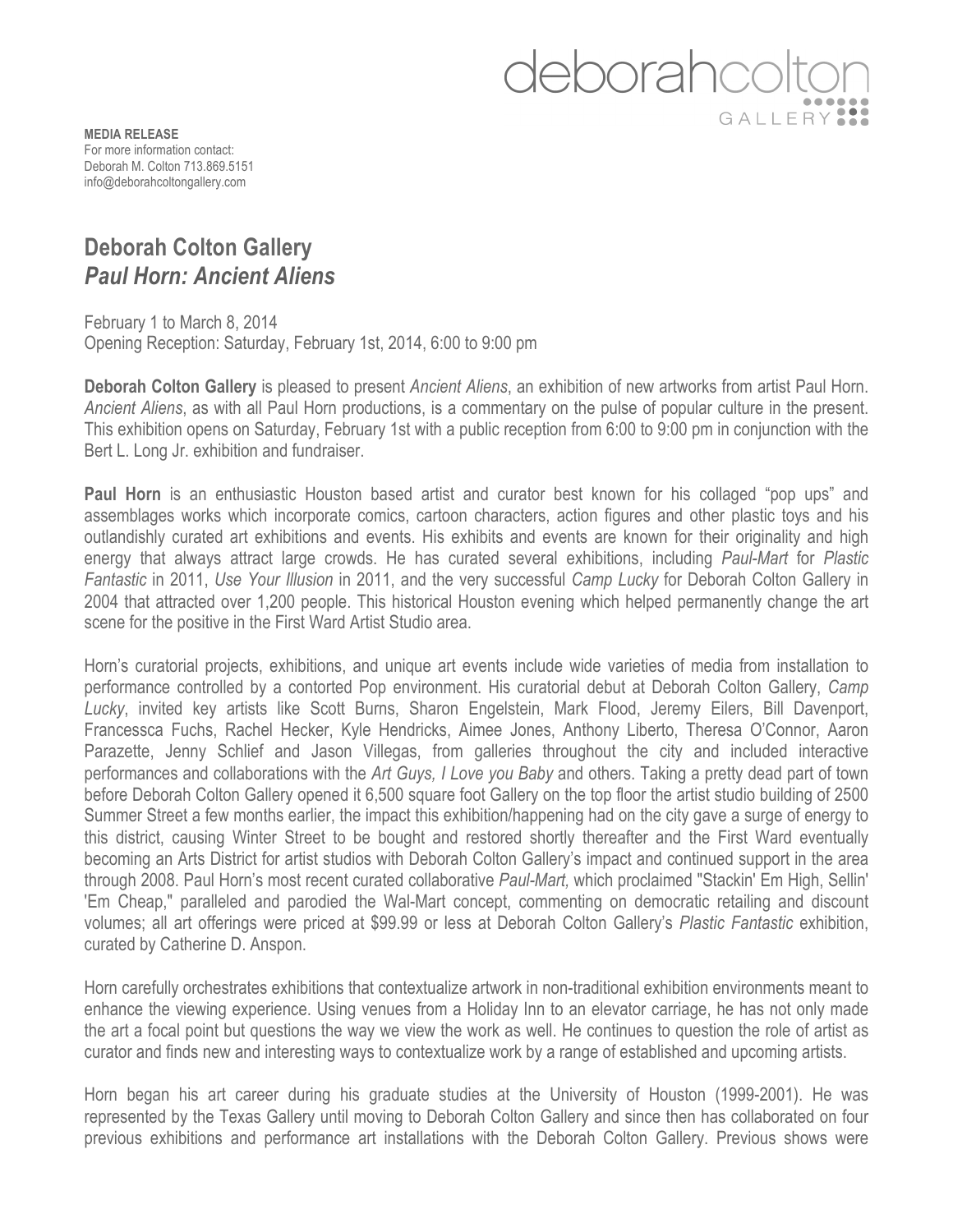deborahcolton GALLERY

**MEDIA RELEASE**
For more information contact:
Deborah M. Colton 713.869.5151
info@deborahcoltongallery.com

## Deborah Colton Gallery
## *Paul Horn: Ancient Aliens*

February 1 to March 8, 2014
Opening Reception: Saturday, February 1st, 2014, 6:00 to 9:00 pm

**Deborah Colton Gallery** is pleased to present *Ancient Aliens*, an exhibition of new artworks from artist Paul Horn. *Ancient Aliens*, as with all Paul Horn productions, is a commentary on the pulse of popular culture in the present. This exhibition opens on Saturday, February 1st with a public reception from 6:00 to 9:00 pm in conjunction with the Bert L. Long Jr. exhibition and fundraiser.

**Paul Horn** is an enthusiastic Houston based artist and curator best known for his collaged "pop ups" and assemblages works which incorporate comics, cartoon characters, action figures and other plastic toys and his outlandishly curated art exhibitions and events. His exhibits and events are known for their originality and high energy that always attract large crowds. He has curated several exhibitions, including *Paul-Mart* for *Plastic Fantastic* in 2011, *Use Your Illusion* in 2011, and the very successful *Camp Lucky* for Deborah Colton Gallery in 2004 that attracted over 1,200 people. This historical Houston evening which helped permanently change the art scene for the positive in the First Ward Artist Studio area.

Horn's curatorial projects, exhibitions, and unique art events include wide varieties of media from installation to performance controlled by a contorted Pop environment. His curatorial debut at Deborah Colton Gallery, *Camp Lucky*, invited key artists like Scott Burns, Sharon Engelstein, Mark Flood, Jeremy Eilers, Bill Davenport, Francessca Fuchs, Rachel Hecker, Kyle Hendricks, Aimee Jones, Anthony Liberto, Theresa O'Connor, Aaron Parazette, Jenny Schlief and Jason Villegas, from galleries throughout the city and included interactive performances and collaborations with the *Art Guys, I Love you Baby* and others. Taking a pretty dead part of town before Deborah Colton Gallery opened it 6,500 square foot Gallery on the top floor the artist studio building of 2500 Summer Street a few months earlier, the impact this exhibition/happening had on the city gave a surge of energy to this district, causing Winter Street to be bought and restored shortly thereafter and the First Ward eventually becoming an Arts District for artist studios with Deborah Colton Gallery's impact and continued support in the area through 2008. Paul Horn's most recent curated collaborative *Paul-Mart,* which proclaimed "Stackin' Em High, Sellin' 'Em Cheap," paralleled and parodied the Wal-Mart concept, commenting on democratic retailing and discount volumes; all art offerings were priced at $99.99 or less at Deborah Colton Gallery's *Plastic Fantastic* exhibition, curated by Catherine D. Anspon.

Horn carefully orchestrates exhibitions that contextualize artwork in non-traditional exhibition environments meant to enhance the viewing experience. Using venues from a Holiday Inn to an elevator carriage, he has not only made the art a focal point but questions the way we view the work as well. He continues to question the role of artist as curator and finds new and interesting ways to contextualize work by a range of established and upcoming artists.

Horn began his art career during his graduate studies at the University of Houston (1999-2001). He was represented by the Texas Gallery until moving to Deborah Colton Gallery and since then has collaborated on four previous exhibitions and performance art installations with the Deborah Colton Gallery. Previous shows were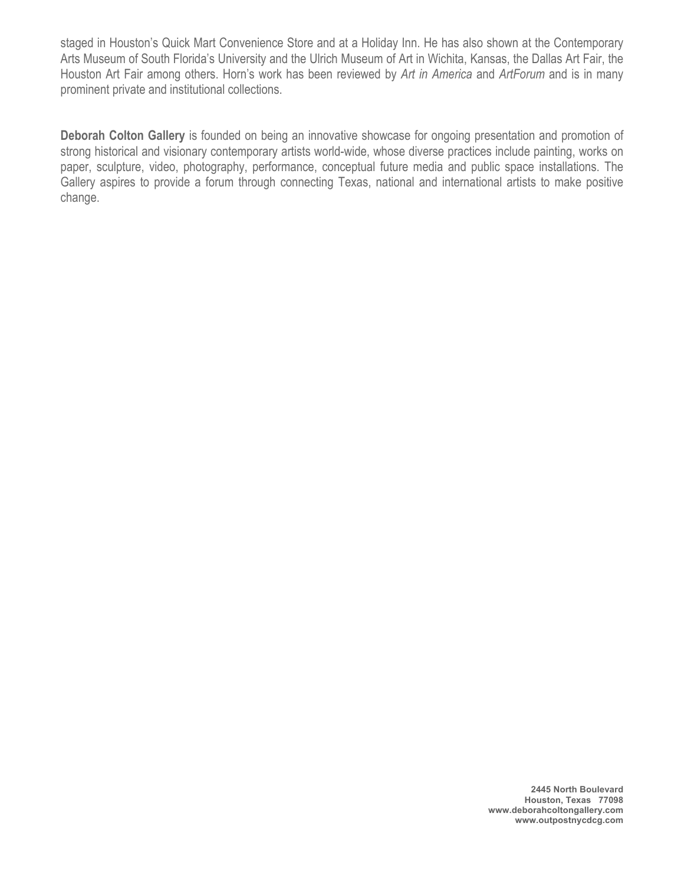staged in Houston's Quick Mart Convenience Store and at a Holiday Inn. He has also shown at the Contemporary Arts Museum of South Florida's University and the Ulrich Museum of Art in Wichita, Kansas, the Dallas Art Fair, the Houston Art Fair among others. Horn's work has been reviewed by *Art in America* and *ArtForum* and is in many prominent private and institutional collections.

**Deborah Colton Gallery** is founded on being an innovative showcase for ongoing presentation and promotion of strong historical and visionary contemporary artists world-wide, whose diverse practices include painting, works on paper, sculpture, video, photography, performance, conceptual future media and public space installations. The Gallery aspires to provide a forum through connecting Texas, national and international artists to make positive change.

**2445 North Boulevard**
**Houston, Texas 77098**
**www.deborahcoltongallery.com**
**www.outpostnycdcg.com**